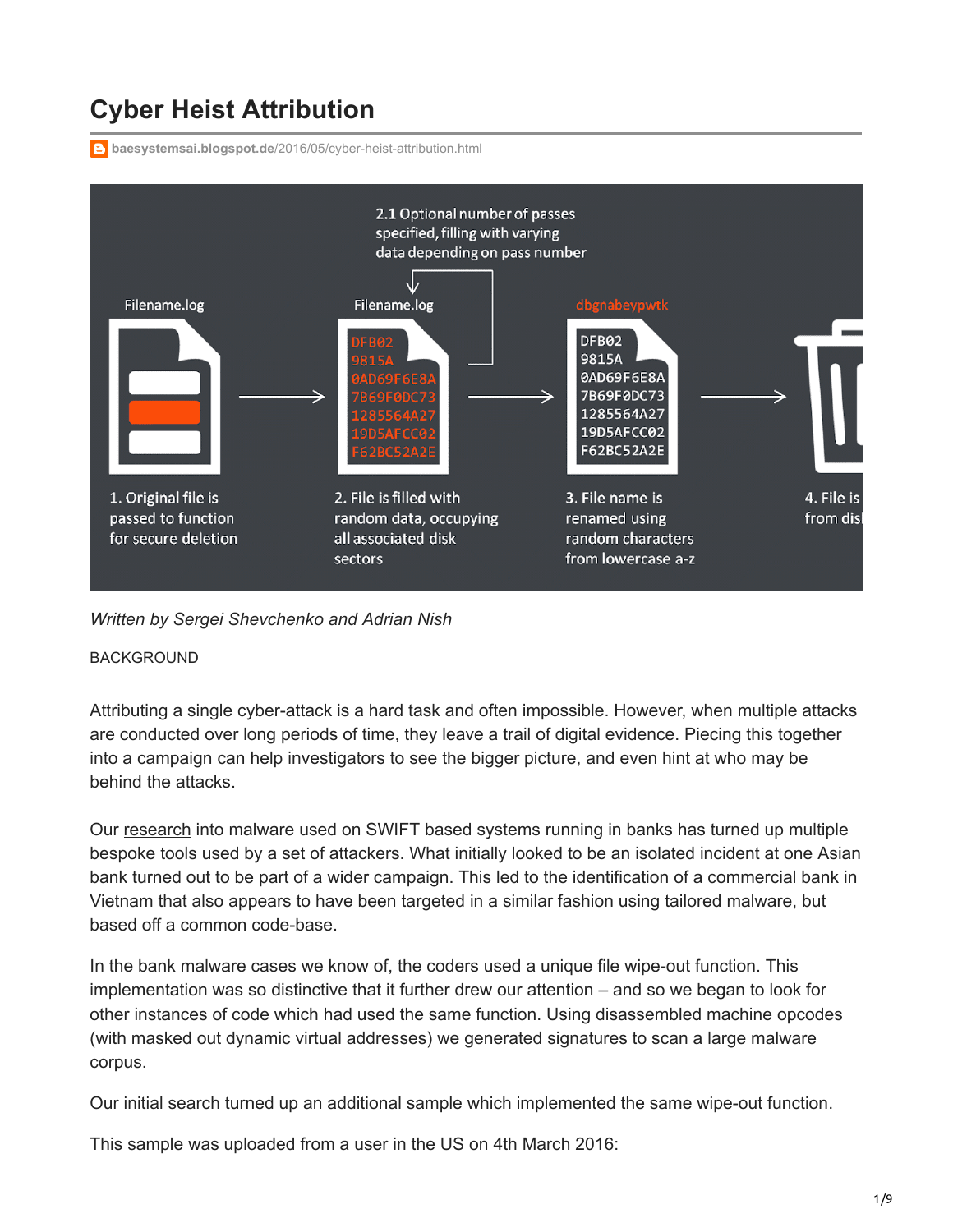# Cyber Heist Attribution

baesystemsai.blogspot.de/2016/05/cyber-heist-attribution.html

2.1 Optional number of passes specified, filling with varying data depending on pass number

Filename.log

Filename.log

dbgnabeypwtk

DFB02
9815A
0AD69F6E8A
7B69F0DC73
1285564A27
19D5AFCC02
F62BC52A2E

DFB02
9815A
0AD69F6E8A
7B69F0DC73
1285564A27
19D5AFCC02
F62BC52A2E

1. Original file is passed to function for secure deletion

2. File is filled with random data, occupying all associated disk sectors

3. File name is renamed using random characters from lowercase a-z

4. File is from dis

*Written by Sergei Shevchenko and Adrian Nish*

BACKGROUND

Attributing a single cyber-attack is a hard task and often impossible. However, when multiple attacks are conducted over long periods of time, they leave a trail of digital evidence. Piecing this together into a campaign can help investigators to see the bigger picture, and even hint at who may be behind the attacks.

Our research into malware used on SWIFT based systems running in banks has turned up multiple bespoke tools used by a set of attackers. What initially looked to be an isolated incident at one Asian bank turned out to be part of a wider campaign. This led to the identification of a commercial bank in Vietnam that also appears to have been targeted in a similar fashion using tailored malware, but based off a common code-base.

In the bank malware cases we know of, the coders used a unique file wipe-out function. This implementation was so distinctive that it further drew our attention – and so we began to look for other instances of code which had used the same function. Using disassembled machine opcodes (with masked out dynamic virtual addresses) we generated signatures to scan a large malware corpus.

Our initial search turned up an additional sample which implemented the same wipe-out function.

This sample was uploaded from a user in the US on 4th March 2016: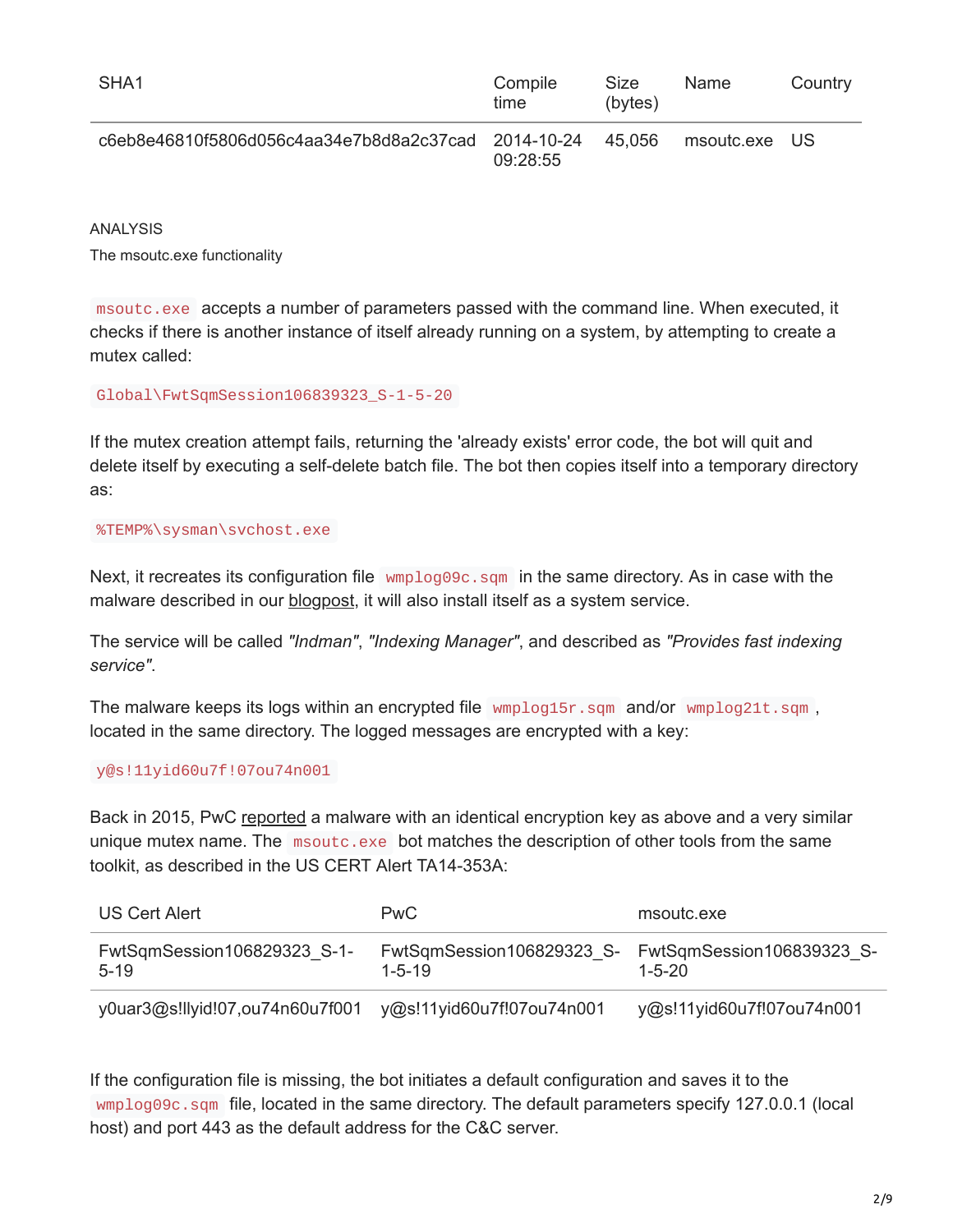| SHA1 | Compile time | Size (bytes) | Name | Country |
| --- | --- | --- | --- | --- |
| c6eb8e46810f5806d056c4aa34e7b8d8a2c37cad | 2014-10-24 09:28:55 | 45,056 | msoutc.exe | US |

ANALYSIS

The msoutc.exe functionality

`msoutc.exe` accepts a number of parameters passed with the command line. When executed, it checks if there is another instance of itself already running on a system, by attempting to create a mutex called:

`Global\FwtSqmSession106839323_S-1-5-20`

If the mutex creation attempt fails, returning the 'already exists' error code, the bot will quit and delete itself by executing a self-delete batch file. The bot then copies itself into a temporary directory as:

`%TEMP%\sysman\svchost.exe`

Next, it recreates its configuration file `wmplog09c.sqm` in the same directory. As in case with the malware described in our blogpost, it will also install itself as a system service.

The service will be called *"Indman"*, *"Indexing Manager"*, and described as *"Provides fast indexing service"*.

The malware keeps its logs within an encrypted file `wmplog15r.sqm` and/or `wmplog21t.sqm`, located in the same directory. The logged messages are encrypted with a key:

`y@s!11yid60u7f!07ou74n001`

Back in 2015, PwC reported a malware with an identical encryption key as above and a very similar unique mutex name. The `msoutc.exe` bot matches the description of other tools from the same toolkit, as described in the US CERT Alert TA14-353A:

| US Cert Alert | PwC | msoutc.exe |
| --- | --- | --- |
| FwtSqmSession106829323_S-1-5-19 | FwtSqmSession106829323_S-1-5-19 | FwtSqmSession106839323_S-1-5-20 |
| y0uar3@s!llyid!07,ou74n60u7f001 | y@s!11yid60u7f!07ou74n001 | y@s!11yid60u7f!07ou74n001 |

If the configuration file is missing, the bot initiates a default configuration and saves it to the `wmplog09c.sqm` file, located in the same directory. The default parameters specify 127.0.0.1 (local host) and port 443 as the default address for the C&C server.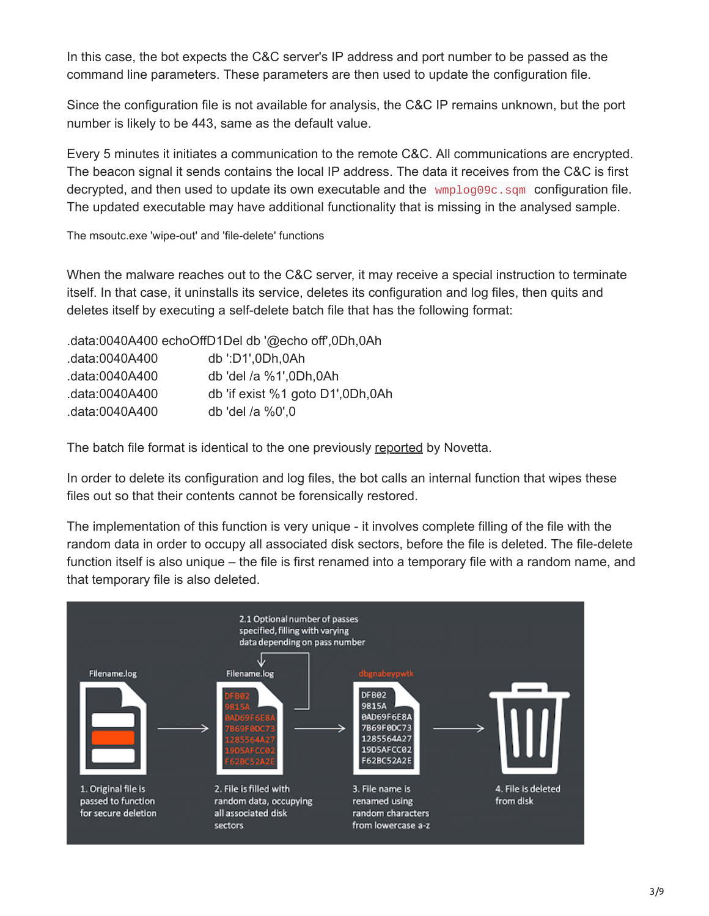In this case, the bot expects the C&C server's IP address and port number to be passed as the command line parameters. These parameters are then used to update the configuration file.

Since the configuration file is not available for analysis, the C&C IP remains unknown, but the port number is likely to be 443, same as the default value.

Every 5 minutes it initiates a communication to the remote C&C. All communications are encrypted. The beacon signal it sends contains the local IP address. The data it receives from the C&C is first decrypted, and then used to update its own executable and the `wmplog09c.sqm` configuration file. The updated executable may have additional functionality that is missing in the analysed sample.

The msoutc.exe 'wipe-out' and 'file-delete' functions

When the malware reaches out to the C&C server, it may receive a special instruction to terminate itself. In that case, it uninstalls its service, deletes its configuration and log files, then quits and deletes itself by executing a self-delete batch file that has the following format:

```
.data:0040A400 echoOffD1Del db '@echo off',0Dh,0Ah
.data:0040A400              db ':D1',0Dh,0Ah
.data:0040A400              db 'del /a %1',0Dh,0Ah
.data:0040A400              db 'if exist %1 goto D1',0Dh,0Ah
.data:0040A400              db 'del /a %0',0
```

The batch file format is identical to the one previously reported by Novetta.

In order to delete its configuration and log files, the bot calls an internal function that wipes these files out so that their contents cannot be forensically restored.

The implementation of this function is very unique - it involves complete filling of the file with the random data in order to occupy all associated disk sectors, before the file is deleted. The file-delete function itself is also unique – the file is first renamed into a temporary file with a random name, and that temporary file is also deleted.

2.1 Optional number of passes specified, filling with varying data depending on pass number

Filename.log

Filename.log

dbgnabeypwtk

DFB02
9815A
0AD69F6E8A
7B69F0DC73
1285564A27
19D5AFCC02
F62BC52A2E

1. Original file is passed to function for secure deletion

2. File is filled with random data, occupying all associated disk sectors

3. File name is renamed using random characters from lowercase a-z

4. File is deleted from disk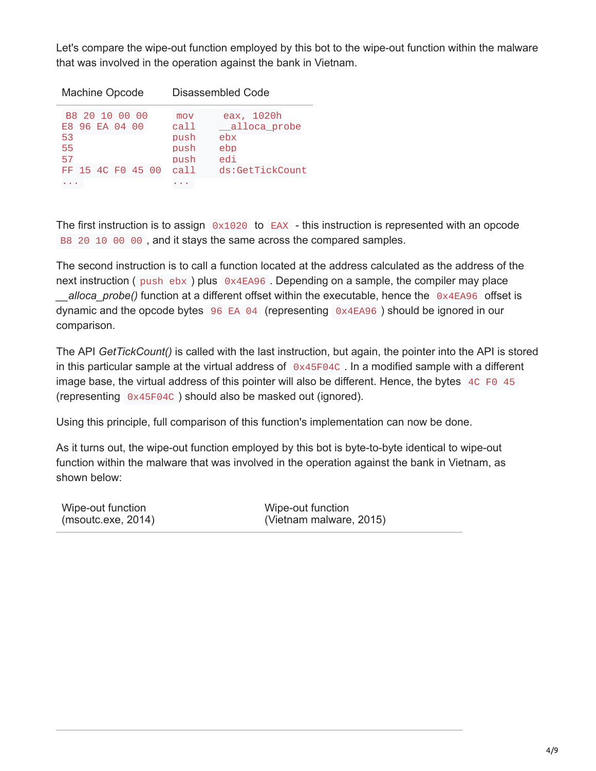Let's compare the wipe-out function employed by this bot to the wipe-out function within the malware that was involved in the operation against the bank in Vietnam.

| Machine Opcode | Disassembled Code |
| --- | --- |
| `B8 20 10 00 00` | `mov eax, 1020h` |
| `E8 96 EA 04 00` | `call __alloca_probe` |
| `53` | `push ebx` |
| `55` | `push ebp` |
| `57` | `push edi` |
| `FF 15 4C F0 45 00` | `call ds:GetTickCount` |
| `...` | `...` |

The first instruction is to assign `0x1020` to `EAX` - this instruction is represented with an opcode `B8 20 10 00 00`, and it stays the same across the compared samples.

The second instruction is to call a function located at the address calculated as the address of the next instruction ( `push ebx` ) plus `0x4EA96`. Depending on a sample, the compiler may place *__alloca_probe()* function at a different offset within the executable, hence the `0x4EA96` offset is dynamic and the opcode bytes `96 EA 04` (representing `0x4EA96` ) should be ignored in our comparison.

The API *GetTickCount()* is called with the last instruction, but again, the pointer into the API is stored in this particular sample at the virtual address of `0x45F04C`. In a modified sample with a different image base, the virtual address of this pointer will also be different. Hence, the bytes `4C F0 45` (representing `0x45F04C` ) should also be masked out (ignored).

Using this principle, full comparison of this function's implementation can now be done.

As it turns out, the wipe-out function employed by this bot is byte-to-byte identical to wipe-out function within the malware that was involved in the operation against the bank in Vietnam, as shown below:

| Wipe-out function (msoutc.exe, 2014) | Wipe-out function (Vietnam malware, 2015) |
| --- | --- |
| | |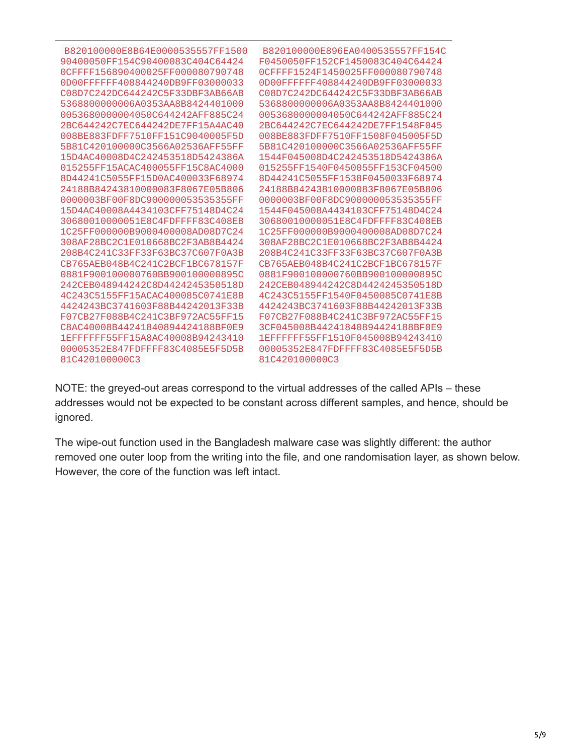| | |
|---|---|
| B820100000E8B64E0000535557FF1500 | B820100000E896EA0400535557FF154C |
| 90400050FF154C90400083C404C64424 | F0450050FF152CF1450083C404C64424 |
| 0CFFFF156890400025FF000080790748 | 0CFFFF1524F1450025FF000080790748 |
| 0D00FFFFFF408844240DB9FF03000033 | 0D00FFFFFF408844240DB9FF03000033 |
| C08D7C242DC644242C5F33DBF3AB66AB | C08D7C242DC644242C5F33DBF3AB66AB |
| 5368800000006A0353AA8B8424401000 | 5368800000006A0353AA8B8424401000 |
| 0053680000004050C644242AFF885C24 | 0053680000004050C644242AFF885C24 |
| 2BC644242C7EC644242DE7FF15A4AC40 | 2BC644242C7EC644242DE7FF1548F045 |
| 008BE883FDFF7510FF151C9040005F5D | 008BE883FDFF7510FF1508F045005F5D |
| 5B81C420100000C3566A02536AFF55FF | 5B81C420100000C3566A02536AFF55FF |
| 15D4AC40008D4C242453518D5424386A | 1544F045008D4C242453518D5424386A |
| 015255FF15ACAC400055FF15C8AC4000 | 015255FF1540F0450055FF153CF04500 |
| 8D44241C5055FF15D0AC400033F68974 | 8D44241C5055FF1538F0450033F68974 |
| 24188B84243810000083F8067E05B806 | 24188B84243810000083F8067E05B806 |
| 0000003BF00F8DC900000053535355FF | 0000003BF00F8DC900000053535355FF |
| 15D4AC40008A4434103CFF75148D4C24 | 1544F045008A4434103CFF75148D4C24 |
| 30680010000051E8C4FDFFFF83C408EB | 30680010000051E8C4FDFFFF83C408EB |
| 1C25FF000000B9000400008AD08D7C24 | 1C25FF000000B9000400008AD08D7C24 |
| 308AF28BC2C1E010668BC2F3AB8B4424 | 308AF28BC2C1E010668BC2F3AB8B4424 |
| 208B4C241C33FF33F63BC37C607F0A3B | 208B4C241C33FF33F63BC37C607F0A3B |
| CB765AEB048B4C241C2BCF1BC678157F | CB765AEB048B4C241C2BCF1BC678157F |
| 0881F900100000760BB900100000895C | 0881F900100000760BB900100000895C |
| 242CEB048944242C8D4424245350518D | 242CEB048944242C8D4424245350518D |
| 4C243C5155FF15ACAC400085C0741E8B | 4C243C5155FF1540F0450085C0741E8B |
| 4424243BC3741603F88B44242013F33B | 4424243BC3741603F88B44242013F33B |
| F07CB27F088B4C241C3BF972AC55FF15 | F07CB27F088B4C241C3BF972AC55FF15 |
| C8AC40008B44241840894424188BF0E9 | 3CF045008B44241840894424188BF0E9 |
| 1EFFFFFF55FF15A8AC40008B94243410 | 1EFFFFFF55FF1510F045008B94243410 |
| 00005352E847FDFFFF83C4085E5F5D5B | 00005352E847FDFFFF83C4085E5F5D5B |
| 81C420100000C3 | 81C420100000C3 |

NOTE: the greyed-out areas correspond to the virtual addresses of the called APIs – these addresses would not be expected to be constant across different samples, and hence, should be ignored.

The wipe-out function used in the Bangladesh malware case was slightly different: the author removed one outer loop from the writing into the file, and one randomisation layer, as shown below. However, the core of the function was left intact.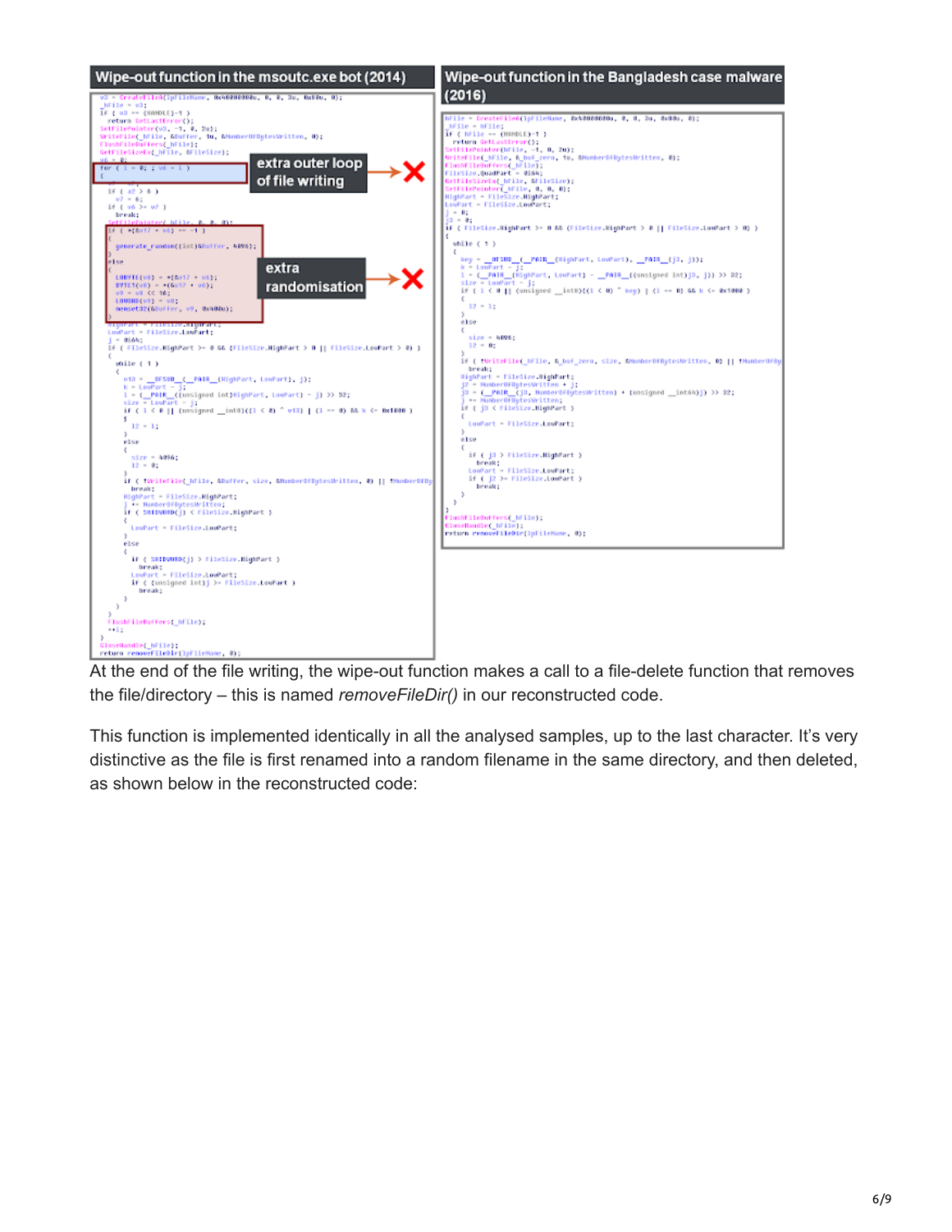Wipe-out function in the msoutc.exe bot (2014)

Wipe-out function in the Bangladesh case malware (2016)

extra outer loop of file writing

extra randomisation

At the end of the file writing, the wipe-out function makes a call to a file-delete function that removes the file/directory – this is named *removeFileDir()* in our reconstructed code.

This function is implemented identically in all the analysed samples, up to the last character. It's very distinctive as the file is first renamed into a random filename in the same directory, and then deleted, as shown below in the reconstructed code: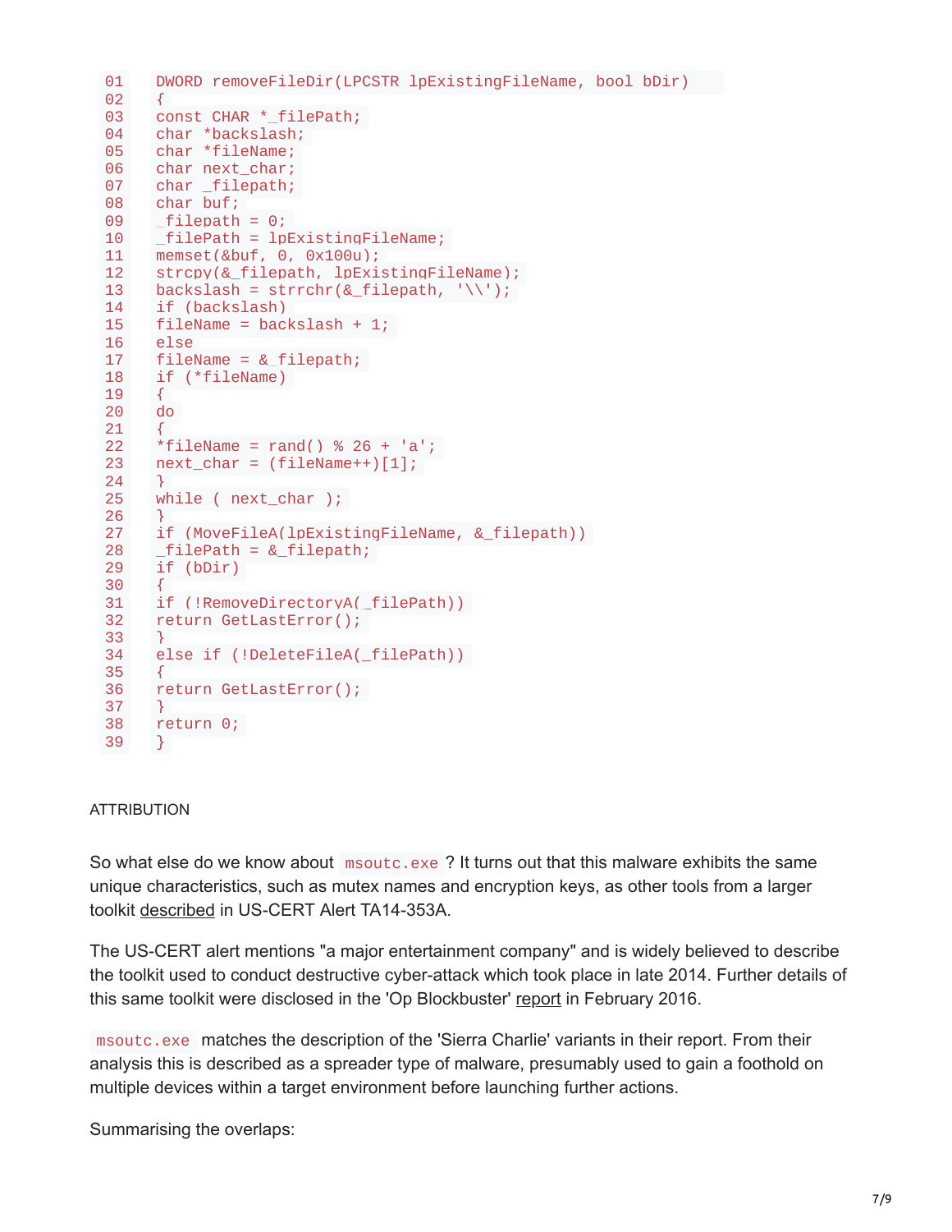```
01   DWORD removeFileDir(LPCSTR lpExistingFileName, bool bDir)
02   {
03   const CHAR *_filePath;
04   char *backslash;
05   char *fileName;
06   char next_char;
07   char _filepath;
08   char buf;
09   _filepath = 0;
10   _filePath = lpExistingFileName;
11   memset(&buf, 0, 0x100u);
12   strcpy(&_filepath, lpExistingFileName);
13   backslash = strrchr(&_filepath, '\\');
14   if (backslash)
15   fileName = backslash + 1;
16   else
17   fileName = &_filepath;
18   if (*fileName)
19   {
20   do
21   {
22   *fileName = rand() % 26 + 'a';
23   next_char = (fileName++)[1];
24   }
25   while ( next_char );
26   }
27   if (MoveFileA(lpExistingFileName, &_filepath))
28   _filePath = &_filepath;
29   if (bDir)
30   {
31   if (!RemoveDirectoryA(_filePath))
32   return GetLastError();
33   }
34   else if (!DeleteFileA(_filePath))
35   {
36   return GetLastError();
37   }
38   return 0;
39   }
```

ATTRIBUTION

So what else do we know about `msoutc.exe`? It turns out that this malware exhibits the same unique characteristics, such as mutex names and encryption keys, as other tools from a larger toolkit described in US-CERT Alert TA14-353A.

The US-CERT alert mentions "a major entertainment company" and is widely believed to describe the toolkit used to conduct destructive cyber-attack which took place in late 2014. Further details of this same toolkit were disclosed in the 'Op Blockbuster' report in February 2016.

`msoutc.exe` matches the description of the 'Sierra Charlie' variants in their report. From their analysis this is described as a spreader type of malware, presumably used to gain a foothold on multiple devices within a target environment before launching further actions.

Summarising the overlaps: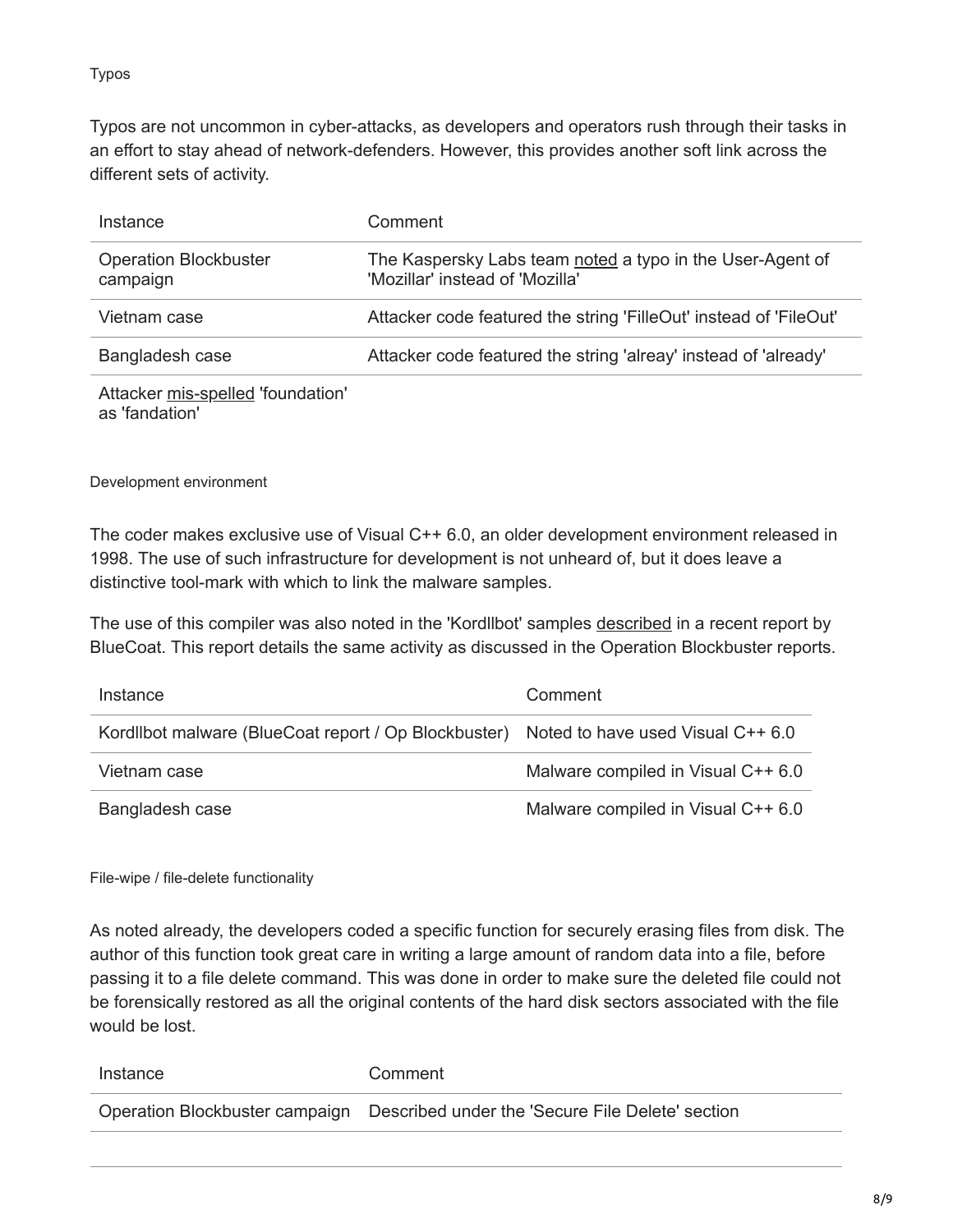### Typos

Typos are not uncommon in cyber-attacks, as developers and operators rush through their tasks in an effort to stay ahead of network-defenders. However, this provides another soft link across the different sets of activity.

| Instance | Comment |
| --- | --- |
| Operation Blockbuster campaign | The Kaspersky Labs team noted a typo in the User-Agent of 'Mozillar' instead of 'Mozilla' |
| Vietnam case | Attacker code featured the string 'FilleOut' instead of 'FileOut' |
| Bangladesh case | Attacker code featured the string 'alreay' instead of 'already' |
| Attacker mis-spelled 'foundation' as 'fandation' | |

### Development environment

The coder makes exclusive use of Visual C++ 6.0, an older development environment released in 1998. The use of such infrastructure for development is not unheard of, but it does leave a distinctive tool-mark with which to link the malware samples.

The use of this compiler was also noted in the 'Kordllbot' samples described in a recent report by BlueCoat. This report details the same activity as discussed in the Operation Blockbuster reports.

| Instance | Comment |
| --- | --- |
| Kordllbot malware (BlueCoat report / Op Blockbuster) | Noted to have used Visual C++ 6.0 |
| Vietnam case | Malware compiled in Visual C++ 6.0 |
| Bangladesh case | Malware compiled in Visual C++ 6.0 |

### File-wipe / file-delete functionality

As noted already, the developers coded a specific function for securely erasing files from disk. The author of this function took great care in writing a large amount of random data into a file, before passing it to a file delete command. This was done in order to make sure the deleted file could not be forensically restored as all the original contents of the hard disk sectors associated with the file would be lost.

| Instance | Comment |
| --- | --- |
| Operation Blockbuster campaign | Described under the 'Secure File Delete' section |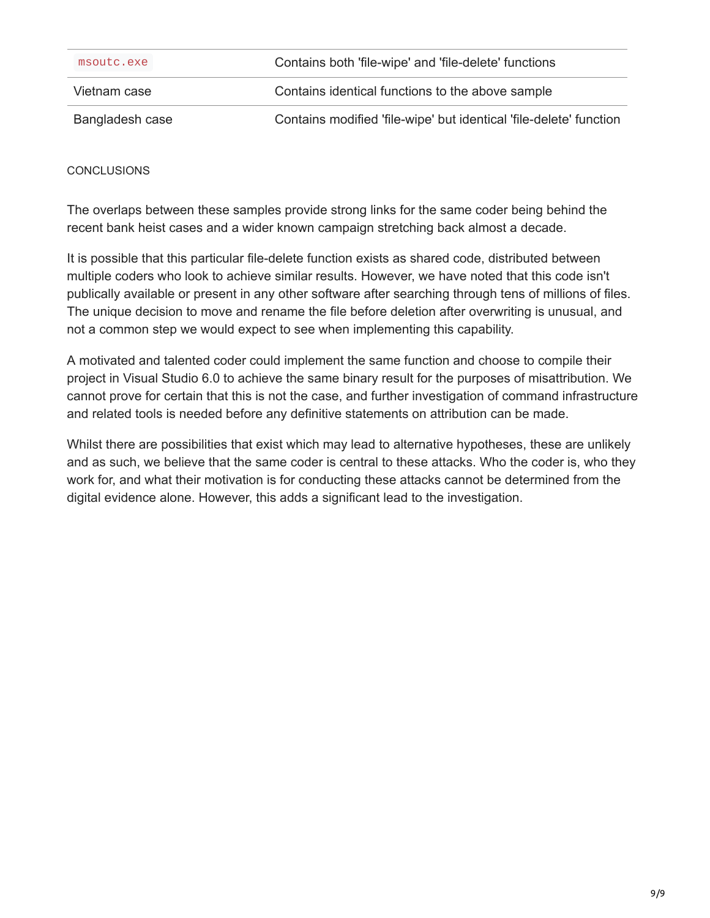| | |
|---|---|
| `msoutc.exe` | Contains both 'file-wipe' and 'file-delete' functions |
| Vietnam case | Contains identical functions to the above sample |
| Bangladesh case | Contains modified 'file-wipe' but identical 'file-delete' function |

## CONCLUSIONS

The overlaps between these samples provide strong links for the same coder being behind the recent bank heist cases and a wider known campaign stretching back almost a decade.

It is possible that this particular file-delete function exists as shared code, distributed between multiple coders who look to achieve similar results. However, we have noted that this code isn't publically available or present in any other software after searching through tens of millions of files. The unique decision to move and rename the file before deletion after overwriting is unusual, and not a common step we would expect to see when implementing this capability.

A motivated and talented coder could implement the same function and choose to compile their project in Visual Studio 6.0 to achieve the same binary result for the purposes of misattribution. We cannot prove for certain that this is not the case, and further investigation of command infrastructure and related tools is needed before any definitive statements on attribution can be made.

Whilst there are possibilities that exist which may lead to alternative hypotheses, these are unlikely and as such, we believe that the same coder is central to these attacks. Who the coder is, who they work for, and what their motivation is for conducting these attacks cannot be determined from the digital evidence alone. However, this adds a significant lead to the investigation.